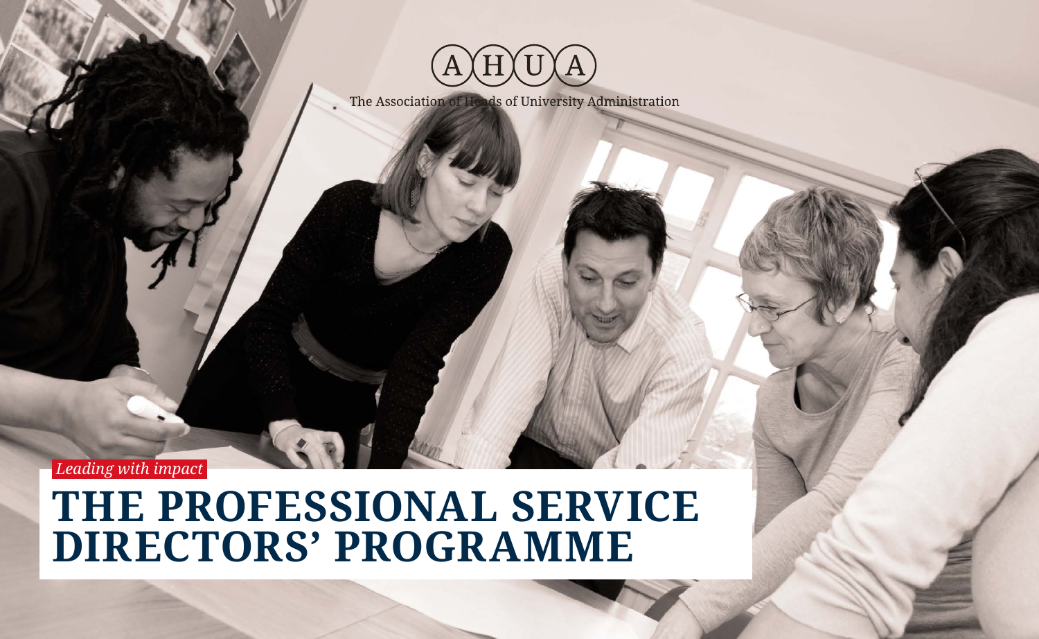A H U A

The Association of Heads of University Administration

*Leading with impact*

# THE PROFESSIONAL SERVICE DIRECTORS' PROGRAMME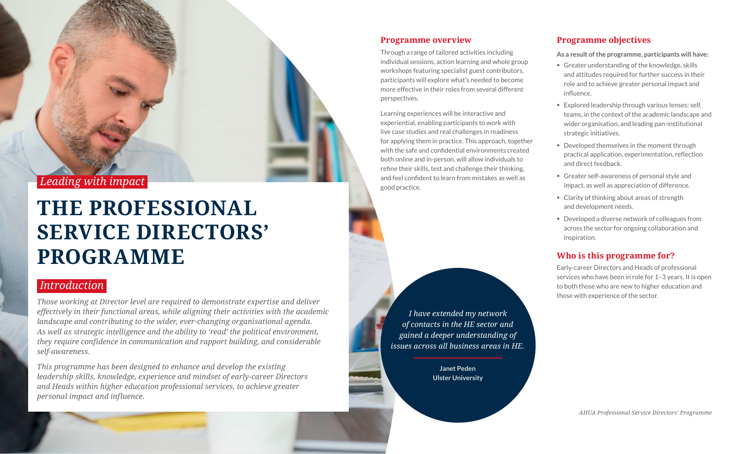*Leading with impact*

# THE PROFESSIONAL SERVICE DIRECTORS' PROGRAMME

## *Introduction*

*Those working at Director level are required to demonstrate expertise and deliver effectively in their functional areas, while aligning their activities with the academic landscape and contributing to the wider, ever-changing organisational agenda. As well as strategic intelligence and the ability to 'read' the political environment, they require confidence in communication and rapport building, and considerable self-awareness.*

*This programme has been designed to enhance and develop the existing leadership skills, knowledge, experience and mindset of early-career Directors and Heads within higher education professional services, to achieve greater personal impact and influence.*

## Programme overview

Through a range of tailored activities including individual sessions, action learning and whole group workshops featuring specialist guest contributors, participants will explore what's needed to become more effective in their roles from several different perspectives.

Learning experiences will be interactive and experiential, enabling participants to work with live case studies and real challenges in readiness for applying them in practice. This approach, together with the safe and confidential environments created both online and in-person, will allow individuals to refine their skills, test and challenge their thinking, and feel confident to learn from mistakes as well as good practice.

> *I have extended my network of contacts in the HE sector and gained a deeper understanding of issues across all business areas in HE.*
>
> **Janet Peden**
> **Ulster University**

## Programme objectives

**As a result of the programme, participants will have:**

- Greater understanding of the knowledge, skills and attitudes required for further success in their role and to achieve greater personal impact and influence.
- Explored leadership through various lenses: self, teams, in the context of the academic landscape and wider organisation, and leading pan-institutional strategic initiatives.
- Developed themselves in the moment through practical application, experimentation, reflection and direct feedback.
- Greater self-awareness of personal style and impact, as well as appreciation of difference.
- Clarity of thinking about areas of strength and development needs.
- Developed a diverse network of colleagues from across the sector for ongoing collaboration and inspiration.

## Who is this programme for?

Early-career Directors and Heads of professional services who have been in role for 1–3 years. It is open to both those who are new to higher education and those with experience of the sector.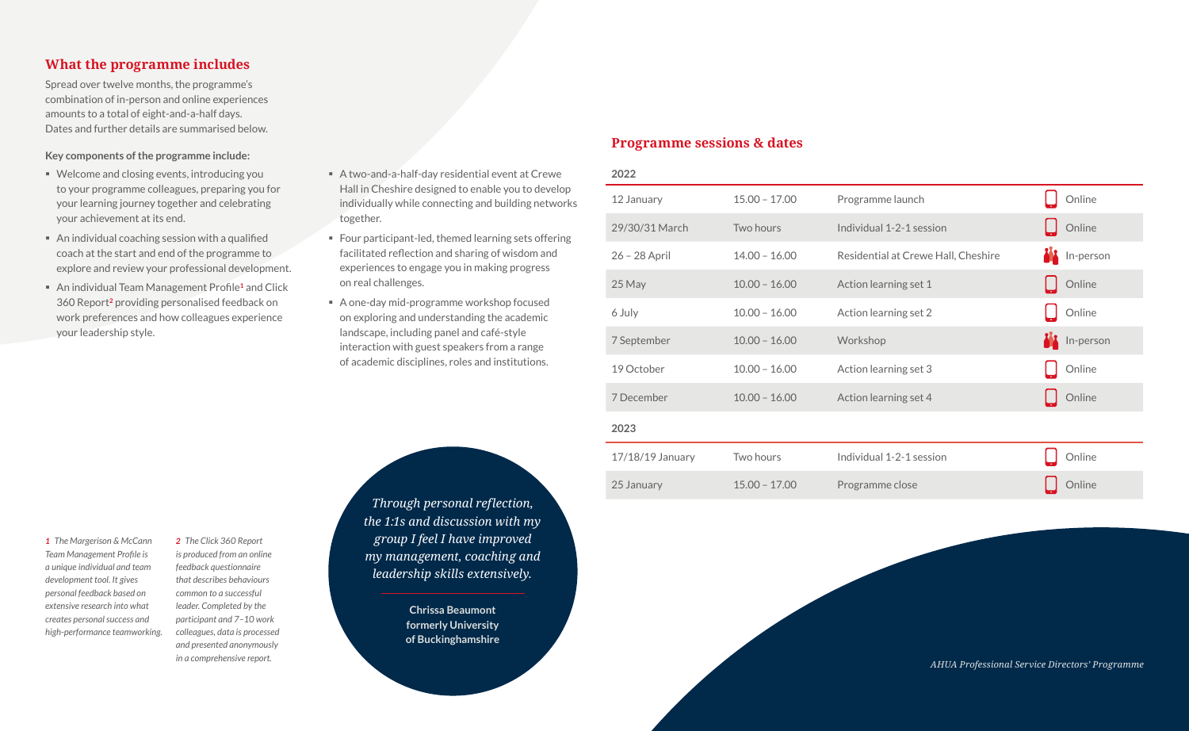## What the programme includes

Spread over twelve months, the programme's combination of in-person and online experiences amounts to a total of eight-and-a-half days. Dates and further details are summarised below.

**Key components of the programme include:**

- Welcome and closing events, introducing you to your programme colleagues, preparing you for your learning journey together and celebrating your achievement at its end.
- An individual coaching session with a qualified coach at the start and end of the programme to explore and review your professional development.
- An individual Team Management Profile[1] and Click 360 Report[2] providing personalised feedback on work preferences and how colleagues experience your leadership style.
- A two-and-a-half-day residential event at Crewe Hall in Cheshire designed to enable you to develop individually while connecting and building networks together.
- Four participant-led, themed learning sets offering facilitated reflection and sharing of wisdom and experiences to engage you in making progress on real challenges.
- A one-day mid-programme workshop focused on exploring and understanding the academic landscape, including panel and café-style interaction with guest speakers from a range of academic disciplines, roles and institutions.

*Through personal reflection, the 1:1s and discussion with my group I feel I have improved my management, coaching and leadership skills extensively.*

**Chrissa Beaumont**
**formerly University of Buckinghamshire**

*1 The Margerison & McCann Team Management Profile is a unique individual and team development tool. It gives personal feedback based on extensive research into what creates personal success and high-performance teamworking.*

*2 The Click 360 Report is produced from an online feedback questionnaire that describes behaviours common to a successful leader. Completed by the participant and 7–10 work colleagues, data is processed and presented anonymously in a comprehensive report.*

## Programme sessions & dates

| Date | Time | Session | Format |
|---|---|---|---|
| **2022** | | | |
| 12 January | 15.00 – 17.00 | Programme launch | Online |
| 29/30/31 March | Two hours | Individual 1-2-1 session | Online |
| 26 – 28 April | 14.00 – 16.00 | Residential at Crewe Hall, Cheshire | In-person |
| 25 May | 10.00 – 16.00 | Action learning set 1 | Online |
| 6 July | 10.00 – 16.00 | Action learning set 2 | Online |
| 7 September | 10.00 – 16.00 | Workshop | In-person |
| 19 October | 10.00 – 16.00 | Action learning set 3 | Online |
| 7 December | 10.00 – 16.00 | Action learning set 4 | Online |
| **2023** | | | |
| 17/18/19 January | Two hours | Individual 1-2-1 session | Online |
| 25 January | 15.00 – 17.00 | Programme close | Online |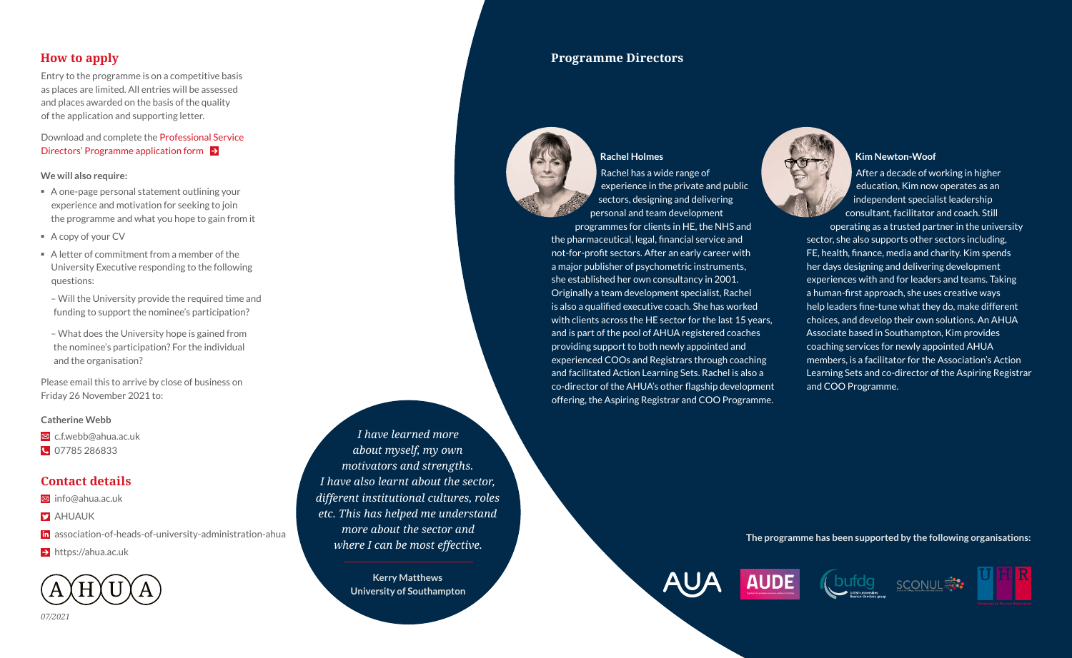## How to apply

Entry to the programme is on a competitive basis as places are limited. All entries will be assessed and places awarded on the basis of the quality of the application and supporting letter.

Download and complete the Professional Service Directors' Programme application form

**We will also require:**

- A one-page personal statement outlining your experience and motivation for seeking to join the programme and what you hope to gain from it
- A copy of your CV
- A letter of commitment from a member of the University Executive responding to the following questions:
  - – Will the University provide the required time and funding to support the nominee's participation?
  - – What does the University hope is gained from the nominee's participation? For the individual and the organisation?

Please email this to arrive by close of business on Friday 26 November 2021 to:

**Catherine Webb**

c.f.webb@ahua.ac.uk

07785 286833

## Contact details

info@ahua.ac.uk

AHUAUK

association-of-heads-of-university-administration-ahua

https://ahua.ac.uk

AHUA

*07/2021*

*I have learned more about myself, my own motivators and strengths. I have also learnt about the sector, different institutional cultures, roles etc. This has helped me understand more about the sector and where I can be most effective.*

**Kerry Matthews**
**University of Southampton**

## Programme Directors

**Rachel Holmes**

Rachel has a wide range of experience in the private and public sectors, designing and delivering personal and team development programmes for clients in HE, the NHS and the pharmaceutical, legal, financial service and not-for-profit sectors. After an early career with a major publisher of psychometric instruments, she established her own consultancy in 2001. Originally a team development specialist, Rachel is also a qualified executive coach. She has worked with clients across the HE sector for the last 15 years, and is part of the pool of AHUA registered coaches providing support to both newly appointed and experienced COOs and Registrars through coaching and facilitated Action Learning Sets. Rachel is also a co-director of the AHUA's other flagship development offering, the Aspiring Registrar and COO Programme.

**Kim Newton-Woof**

After a decade of working in higher education, Kim now operates as an independent specialist leadership consultant, facilitator and coach. Still operating as a trusted partner in the university sector, she also supports other sectors including, FE, health, finance, media and charity. Kim spends her days designing and delivering development experiences with and for leaders and teams. Taking a human-first approach, she uses creative ways help leaders fine-tune what they do, make different choices, and develop their own solutions. An AHUA Associate based in Southampton, Kim provides coaching services for newly appointed AHUA members, is a facilitator for the Association's Action Learning Sets and co-director of the Aspiring Registrar and COO Programme.

**The programme has been supported by the following organisations:**

AUA · AUDE · bufdg · SCONUL · UHR